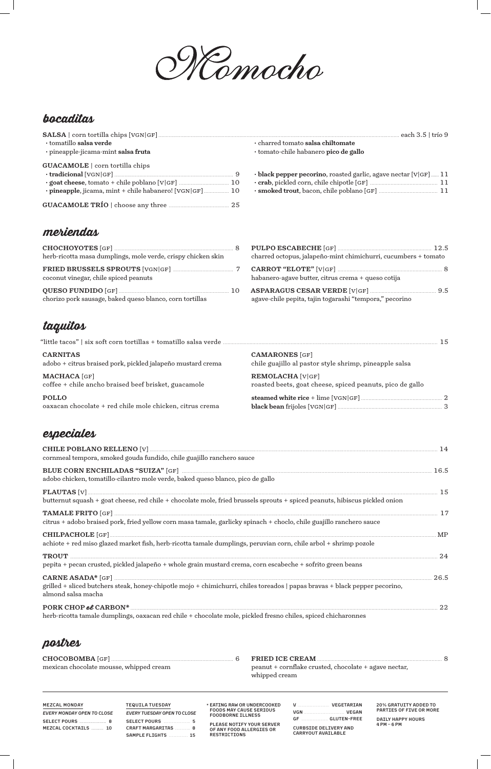# Momocho

## bocaditas

**SALSA** | corn tortilla chips [VGN|GF] ... each 3.5 | trío 9

- tomatillo **salsa verde**
- pineapple-jicama-mint **salsa fruta**
- charred tomato **salsa chiltomate**
- tomato-chile habanero **pico de gallo**

**GUACAMOLE** | corn tortilla chips

- **tradicional** [VGN|GF] ... 9
- **goat cheese**, tomato + chile poblano [V|GF] ... 10
- **pineapple**, jicama, mint + chile habanero! [VGN|GF] ... 10
- **black pepper pecorino**, roasted garlic, agave nectar [V|GF] ... 11
- **crab**, pickled corn, chile chipotle [GF] ... 11
- **smoked trout**, bacon, chile poblano [GF] ... 11

**GUACAMOLE TRÍO** | choose any three ... 25

## meriendas

**CHOCHOYOTES** [GF] ... 8
herb-ricotta masa dumplings, mole verde, crispy chicken skin

**FRIED BRUSSELS SPROUTS** [VGN|GF] ... 7
coconut vinegar, chile spiced peanuts

**QUESO FUNDIDO** [GF] ... 10
chorizo pork sausage, baked queso blanco, corn tortillas

**PULPO ESCABECHE** [GF] ... 12.5
charred octopus, jalapeño-mint chimichurri, cucumbers + tomato

**CARROT "ELOTE"** [V|GF] ... 8
habanero-agave butter, citrus crema + queso cotija

**ASPARAGUS CESAR VERDE** [V|GF] ... 9.5
agave-chile pepita, tajin togarashi "tempora," pecorino

## taquitos

"little tacos" | six soft corn tortillas + tomatillo salsa verde ... 15

**CARNITAS**
adobo + citrus braised pork, pickled jalapeño mustard crema

**MACHACA** [GF]
coffee + chile ancho braised beef brisket, guacamole

**POLLO**
oaxacan chocolate + red chile mole chicken, citrus crema

**CAMARONES** [GF]
chile guajillo al pastor style shrimp, pineapple salsa

**REMOLACHA** [V|GF]
roasted beets, goat cheese, spiced peanuts, pico de gallo

**steamed white rice** + lime [VGN|GF] ... 2
**black bean** frijoles [VGN|GF] ... 3

## especiales

**CHILE POBLANO RELLENO** [V] ... 14
cornmeal tempora, smoked gouda fundido, chile guajillo ranchero sauce

**BLUE CORN ENCHILADAS "SUIZA"** [GF] ... 16.5
adobo chicken, tomatillo-cilantro mole verde, baked queso blanco, pico de gallo

**FLAUTAS** [V] ... 15
butternut squash + goat cheese, red chile + chocolate mole, fried brussels sprouts + spiced peanuts, hibiscus pickled onion

**TAMALE FRITO** [GF] ... 17
citrus + adobo braised pork, fried yellow corn masa tamale, garlicky spinach + choclo, chile guajillo ranchero sauce

**CHILPACHOLE** [GF] ... MP
achiote + red miso glazed market fish, herb-ricotta tamale dumplings, peruvian corn, chile arbol + shrimp pozole

**TROUT** ... 24
pepita + pecan crusted, pickled jalapeño + whole grain mustard crema, corn escabeche + sofrito green beans

**CARNE ASADA*** [GF] ... 26.5
grilled + sliced butchers steak, honey-chipotle mojo + chimichurri, chiles toreados | papas bravas + black pepper pecorino, almond salsa macha

**PORK CHOP *el* CARBON*** ... 22
herb-ricotta tamale dumplings, oaxacan red chile + chocolate mole, pickled fresno chiles, spiced chicharonnes

## postres

**CHOCOBOMBA** [GF] ... 6
mexican chocolate mousse, whipped cream

**FRIED ICE CREAM** ... 8
peanut + cornflake crusted, chocolate + agave nectar, whipped cream

---

**MEZCAL MONDAY**
*EVERY MONDAY OPEN TO CLOSE*
SELECT POURS ... 8
MEZCAL COCKTAILS ... 10

**TEQUILA TUESDAY**
*EVERY TUESDAY OPEN TO CLOSE*
SELECT POURS ... 5
CRAFT MARGARITAS ... 8
SAMPLE FLIGHTS ... 15

* EATING RAW OR UNDERCOOKED FOODS MAY CAUSE SERIOUS FOODBORNE ILLNESS

PLEASE NOTIFY YOUR SERVER OF ANY FOOD ALLERGIES OR RESTRICTIONS

V ... VEGETARIAN
VGN ... VEGAN
GF ... GLUTEN-FREE

CURBSIDE DELIVERY AND CARRYOUT AVAILABLE

20% GRATUITY ADDED TO PARTIES OF FIVE OR MORE

DAILY HAPPY HOURS
4 PM – 6 PM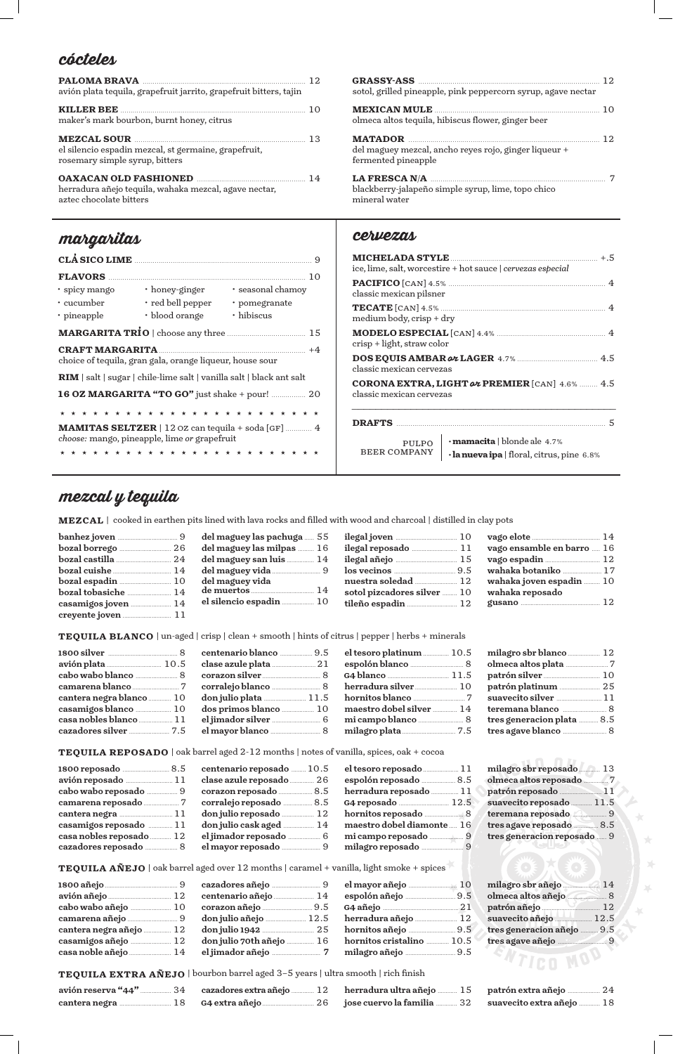## cócteles

**PALOMA BRAVA** 12
avión plata tequila, grapefruit jarrito, grapefruit bitters, tajin

**KILLER BEE** 10
maker's mark bourbon, burnt honey, citrus

**MEZCAL SOUR** 13
el silencio espadin mezcal, st germaine, grapefruit, rosemary simple syrup, bitters

**OAXACAN OLD FASHIONED** 14
herradura añejo tequila, wahaka mezcal, agave nectar, aztec chocolate bitters

**GRASSY-ASS** 12
sotol, grilled pineapple, pink peppercorn syrup, agave nectar

**MEXICAN MULE** 10
olmeca altos tequila, hibiscus flower, ginger beer

**MATADOR** 12
del maguey mezcal, ancho reyes rojo, ginger liqueur + fermented pineapple

**LA FRESCA N/A** 7
blackberry-jalapeño simple syrup, lime, topo chico mineral water

## margaritas

**CLÁSICO LIME** 9

**FLAVORS** 10
- spicy mango
- honey-ginger
- seasonal chamoy
- cucumber
- red bell pepper
- pomegranate
- pineapple
- blood orange
- hibiscus

**MARGARITA TRÍO** | choose any three 15

**CRAFT MARGARITA** +4
choice of tequila, gran gala, orange liqueur, house sour

**RIM** | salt | sugar | chile-lime salt | vanilla salt | black ant salt

**16 OZ MARGARITA "TO GO"** just shake + pour! 20

* * * * * * * * * * * * * * * * * * * * * * * *

**MAMITAS SELTZER** | 12 oz can tequila + soda [GF] 4
*choose:* mango, pineapple, lime *or* grapefruit

* * * * * * * * * * * * * * * * * * * * * * * *

## cervezas

**MICHELADA STYLE** +.5
ice, lime, salt, worcestire + hot sauce | *cervezas especial*

**PACIFICO** [CAN] 4.5% 4
classic mexican pilsner

**TECATE** [CAN] 4.5% 4
medium body, crisp + dry

**MODELO ESPECIAL** [CAN] 4.4% 4
crisp + light, straw color

**DOS EQUIS AMBAR *or* LAGER** 4.7% 4.5
classic mexican cervezas

**CORONA EXTRA, LIGHT *or* PREMIER** [CAN] 4.6% 4.5
classic mexican cervezas

**DRAFTS** 5

PULPO BEER COMPANY
- **mamacita** | blonde ale 4.7%
- **la nueva ipa** | floral, citrus, pine 6.8%

## mezcal y tequila

**MEZCAL** | cooked in earthen pits lined with lava rocks and filled with wood and charcoal | distilled in clay pots

| | | | | | | | |
|---|---|---|---|---|---|---|---|
| banhez joven | 9 | del maguey las pachuga | 55 | ilegal joven | 10 | vago elote | 14 |
| bozal borrego | 26 | del maguey las milpas | 16 | ilegal reposado | 11 | vago ensamble en barro | 16 |
| bozal castilla | 24 | del maguey san luis | 14 | ilegal añejo | 15 | vago espadin | 12 |
| bozal cuishe | 14 | del maguey vida | 9 | los vecinos | 9.5 | wahaka botaniko | 17 |
| bozal espadin | 10 | del maguey vida de muertos | 14 | nuestra soledad | 12 | wahaka joven espadin | 10 |
| bozal tobasiche | 14 | el silencio espadin | 10 | sotol pizcadores silver | 10 | wahaka reposado gusano | 12 |
| casamigos joven | 14 | | | tileño espadin | 12 | | |
| creyente joven | 11 | | | | | | |

**TEQUILA BLANCO** | un-aged | crisp | clean + smooth | hints of citrus | pepper | herbs + minerals

| | | | | | | | |
|---|---|---|---|---|---|---|---|
| 1800 silver | 8 | centenario blanco | 9.5 | el tesoro platinum | 10.5 | milagro sbr blanco | 12 |
| avión plata | 10.5 | clase azule plata | 21 | espolón blanco | 8 | olmeca altos plata | 7 |
| cabo wabo blanco | 8 | corazon silver | 8 | G4 blanco | 11.5 | patrón silver | 10 |
| camarena blanco | 7 | corralejo blanco | 8 | herradura silver | 10 | patrón platinum | 25 |
| cantera negra blanco | 10 | don julio plata | 11.5 | hornitos blanco | 7 | suavecito silver | 11 |
| casamigos blanco | 10 | dos primos blanco | 10 | maestro dobel silver | 14 | teremana blanco | 8 |
| casa nobles blanco | 11 | el jimador silver | 6 | mi campo blanco | 8 | tres generacion plata | 8.5 |
| cazadores silver | 7.5 | el mayor blanco | 8 | milagro plata | 7.5 | tres agave blanco | 8 |

**TEQUILA REPOSADO** | oak barrel aged 2-12 months | notes of vanilla, spices, oak + cocoa

| | | | | | | | |
|---|---|---|---|---|---|---|---|
| 1800 reposado | 8.5 | centenario reposado | 10.5 | el tesoro reposado | 11 | milagro sbr reposado | 13 |
| avión reposado | 11 | clase azule reposado | 26 | espolón reposado | 8.5 | olmeca altos reposado | 7 |
| cabo wabo reposado | 9 | corazon reposado | 8.5 | herradura reposado | 11 | patrón reposado | 11 |
| camarena reposado | 7 | corralejo reposado | 8.5 | G4 reposado | 12.5 | suavecito reposado | 11.5 |
| cantera negra | 11 | don julio reposado | 12 | hornitos reposado | 8 | teremana reposado | 9 |
| casamigos reposado | 11 | don julio cask aged | 14 | maestro dobel diamonte | 16 | tres agave reposado | 8.5 |
| casa nobles reposado | 12 | el jimador reposado | 6 | mi campo reposado | 9 | tres generacion reposado | 9 |
| cazadores reposado | 8 | el mayor reposado | 9 | milagro reposado | 9 | | |

**TEQUILA AÑEJO** | oak barrel aged over 12 months | caramel + vanilla, light smoke + spices

| | | | | | | | |
|---|---|---|---|---|---|---|---|
| 1800 añejo | 9 | cazadores añejo | 9 | el mayor añejo | 10 | milagro sbr añejo | 14 |
| avión añejo | 12 | centenario añejo | 14 | espolón añejo | 9.5 | olmeca altos añejo | 8 |
| cabo wabo añejo | 10 | corazon añejo | 9.5 | G4 añejo | 21 | patrón añejo | 12 |
| camarena añejo | 9 | don julio añejo | 12.5 | herradura añejo | 12 | suavecito añejo | 12.5 |
| cantera negra añejo | 12 | don julio 1942 | 25 | hornitos añejo | 9.5 | tres generacion añejo | 9.5 |
| casamigos añejo | 12 | don julio 70th añejo | 16 | hornitos cristalino | 10.5 | tres agave añejo | 9 |
| casa noble añejo | 14 | el jimador añejo | 7 | milagro añejo | 9.5 | | |

**TEQUILA EXTRA AÑEJO** | bourbon barrel aged 3–5 years | ultra smooth | rich finish

| | | | | | | | |
|---|---|---|---|---|---|---|---|
| avión reserva "44" | 34 | cazadores extra añejo | 12 | herradura ultra añejo | 15 | patrón extra añejo | 24 |
| cantera negra | 18 | G4 extra añejo | 26 | jose cuervo la familia | 32 | suavecito extra añejo | 18 |